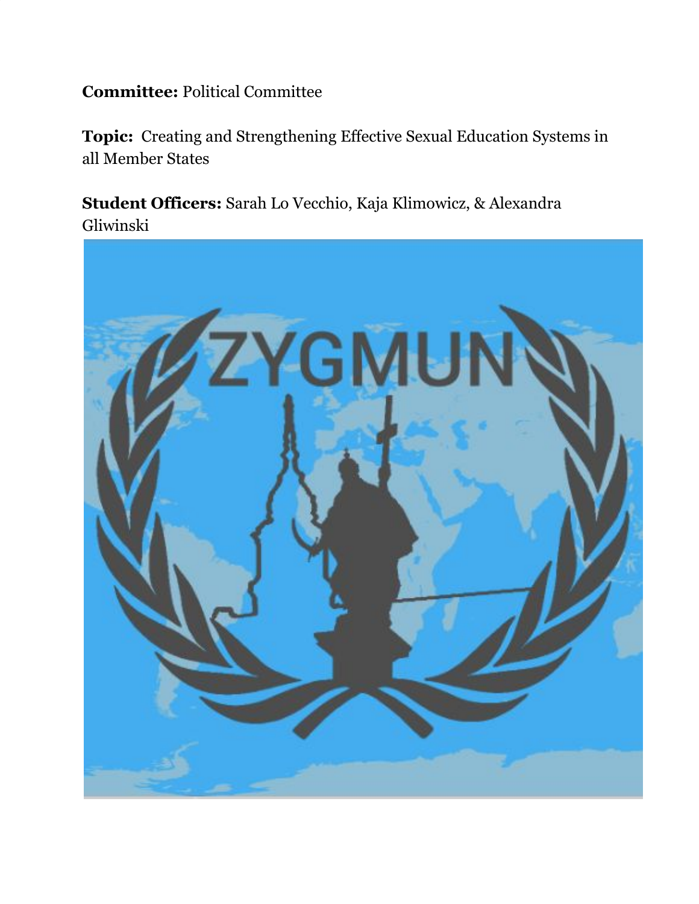**Committee:** Political Committee

**Topic:** Creating and Strengthening Effective Sexual Education Systems in all Member States

**Student Officers:** Sarah Lo Vecchio, Kaja Klimowicz, & Alexandra Gliwinski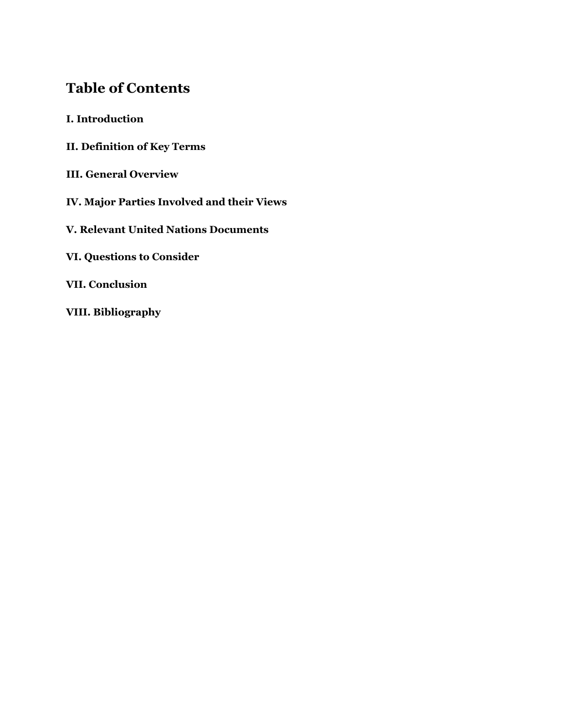## Table of Contents

**I. Introduction**

**II. Definition of Key Terms**

**III. General Overview**

**IV. Major Parties Involved and their Views**

**V. Relevant United Nations Documents**

**VI. Questions to Consider**

**VII. Conclusion**

**VIII. Bibliography**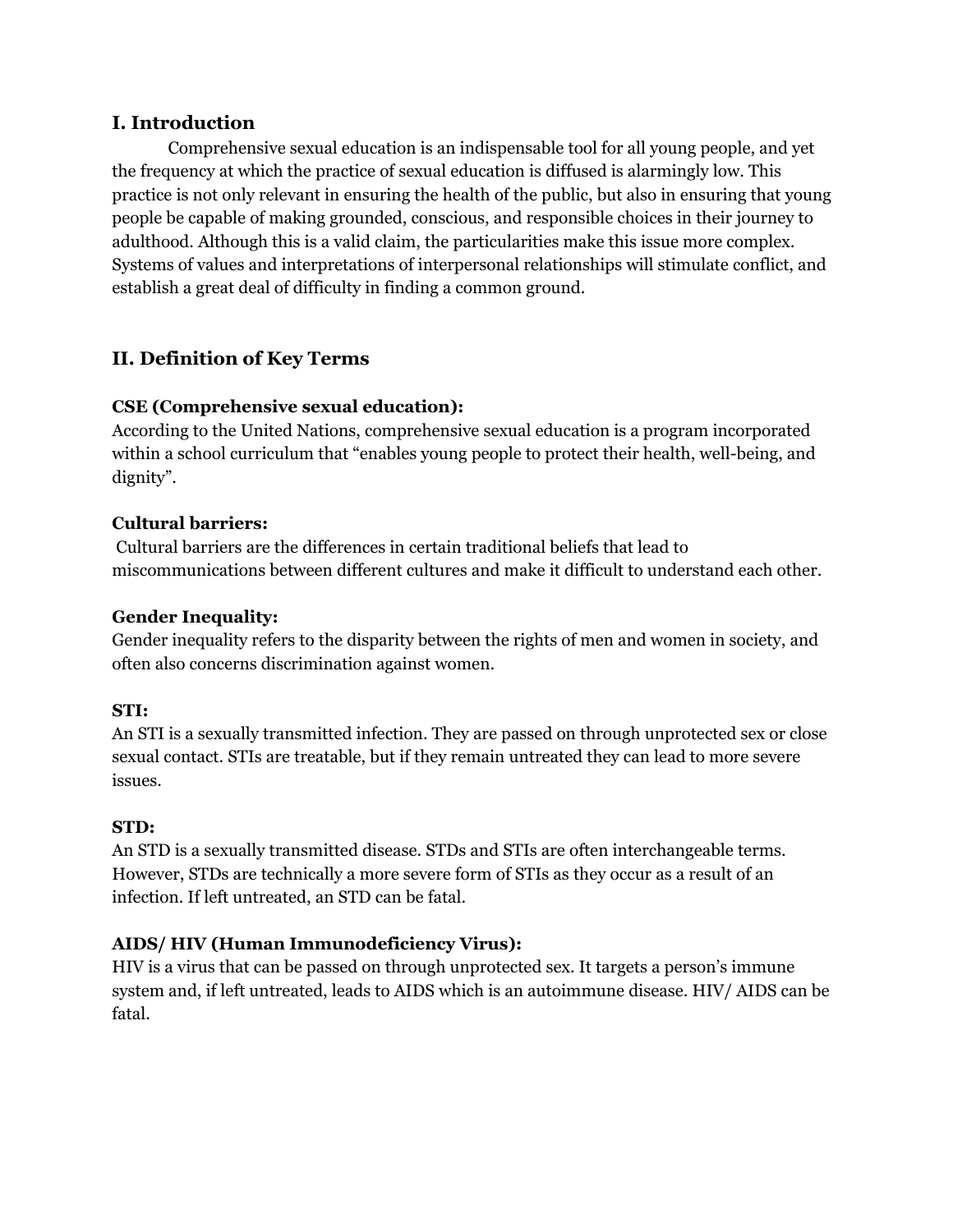## I. Introduction

Comprehensive sexual education is an indispensable tool for all young people, and yet the frequency at which the practice of sexual education is diffused is alarmingly low. This practice is not only relevant in ensuring the health of the public, but also in ensuring that young people be capable of making grounded, conscious, and responsible choices in their journey to adulthood. Although this is a valid claim, the particularities make this issue more complex. Systems of values and interpretations of interpersonal relationships will stimulate conflict, and establish a great deal of difficulty in finding a common ground.

## II. Definition of Key Terms

**CSE (Comprehensive sexual education):**
According to the United Nations, comprehensive sexual education is a program incorporated within a school curriculum that "enables young people to protect their health, well-being, and dignity".

**Cultural barriers:**
Cultural barriers are the differences in certain traditional beliefs that lead to miscommunications between different cultures and make it difficult to understand each other.

**Gender Inequality:**
Gender inequality refers to the disparity between the rights of men and women in society, and often also concerns discrimination against women.

**STI:**
An STI is a sexually transmitted infection. They are passed on through unprotected sex or close sexual contact. STIs are treatable, but if they remain untreated they can lead to more severe issues.

**STD:**
An STD is a sexually transmitted disease. STDs and STIs are often interchangeable terms. However, STDs are technically a more severe form of STIs as they occur as a result of an infection. If left untreated, an STD can be fatal.

**AIDS/ HIV (Human Immunodeficiency Virus):**
HIV is a virus that can be passed on through unprotected sex. It targets a person's immune system and, if left untreated, leads to AIDS which is an autoimmune disease. HIV/ AIDS can be fatal.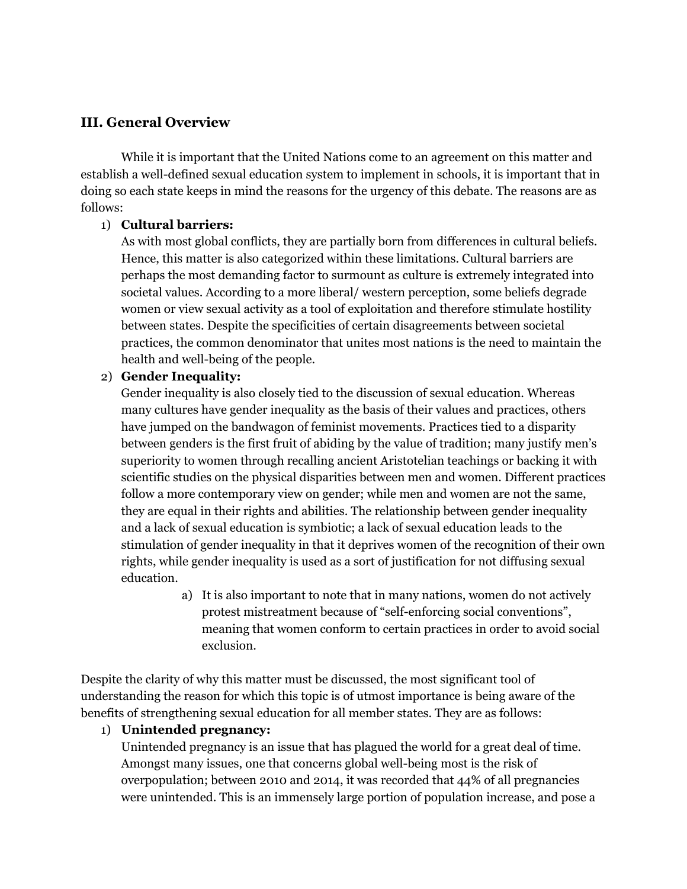## III. General Overview

While it is important that the United Nations come to an agreement on this matter and establish a well-defined sexual education system to implement in schools, it is important that in doing so each state keeps in mind the reasons for the urgency of this debate. The reasons are as follows:

1) **Cultural barriers:**
   As with most global conflicts, they are partially born from differences in cultural beliefs. Hence, this matter is also categorized within these limitations. Cultural barriers are perhaps the most demanding factor to surmount as culture is extremely integrated into societal values. According to a more liberal/ western perception, some beliefs degrade women or view sexual activity as a tool of exploitation and therefore stimulate hostility between states. Despite the specificities of certain disagreements between societal practices, the common denominator that unites most nations is the need to maintain the health and well-being of the people.
2) **Gender Inequality:**
   Gender inequality is also closely tied to the discussion of sexual education. Whereas many cultures have gender inequality as the basis of their values and practices, others have jumped on the bandwagon of feminist movements. Practices tied to a disparity between genders is the first fruit of abiding by the value of tradition; many justify men's superiority to women through recalling ancient Aristotelian teachings or backing it with scientific studies on the physical disparities between men and women. Different practices follow a more contemporary view on gender; while men and women are not the same, they are equal in their rights and abilities. The relationship between gender inequality and a lack of sexual education is symbiotic; a lack of sexual education leads to the stimulation of gender inequality in that it deprives women of the recognition of their own rights, while gender inequality is used as a sort of justification for not diffusing sexual education.
   a) It is also important to note that in many nations, women do not actively protest mistreatment because of "self-enforcing social conventions", meaning that women conform to certain practices in order to avoid social exclusion.

Despite the clarity of why this matter must be discussed, the most significant tool of understanding the reason for which this topic is of utmost importance is being aware of the benefits of strengthening sexual education for all member states. They are as follows:

1) **Unintended pregnancy:**
   Unintended pregnancy is an issue that has plagued the world for a great deal of time. Amongst many issues, one that concerns global well-being most is the risk of overpopulation; between 2010 and 2014, it was recorded that 44% of all pregnancies were unintended. This is an immensely large portion of population increase, and pose a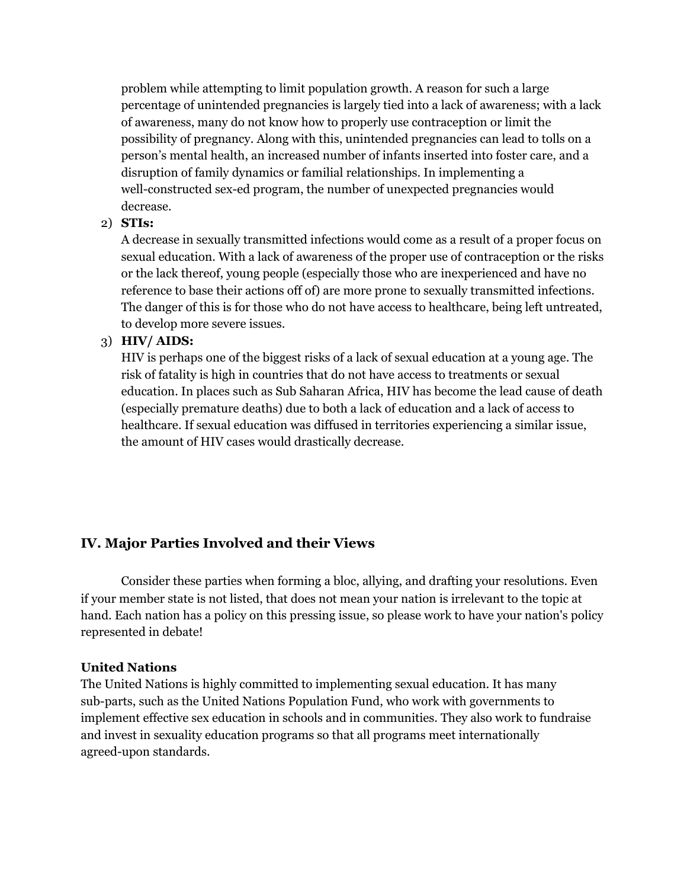problem while attempting to limit population growth. A reason for such a large percentage of unintended pregnancies is largely tied into a lack of awareness; with a lack of awareness, many do not know how to properly use contraception or limit the possibility of pregnancy. Along with this, unintended pregnancies can lead to tolls on a person's mental health, an increased number of infants inserted into foster care, and a disruption of family dynamics or familial relationships. In implementing a well-constructed sex-ed program, the number of unexpected pregnancies would decrease.

2) **STIs:**
A decrease in sexually transmitted infections would come as a result of a proper focus on sexual education. With a lack of awareness of the proper use of contraception or the risks or the lack thereof, young people (especially those who are inexperienced and have no reference to base their actions off of) are more prone to sexually transmitted infections. The danger of this is for those who do not have access to healthcare, being left untreated, to develop more severe issues.

3) **HIV/ AIDS:**
HIV is perhaps one of the biggest risks of a lack of sexual education at a young age. The risk of fatality is high in countries that do not have access to treatments or sexual education. In places such as Sub Saharan Africa, HIV has become the lead cause of death (especially premature deaths) due to both a lack of education and a lack of access to healthcare. If sexual education was diffused in territories experiencing a similar issue, the amount of HIV cases would drastically decrease.

## IV. Major Parties Involved and their Views

Consider these parties when forming a bloc, allying, and drafting your resolutions. Even if your member state is not listed, that does not mean your nation is irrelevant to the topic at hand. Each nation has a policy on this pressing issue, so please work to have your nation's policy represented in debate!

**United Nations**
The United Nations is highly committed to implementing sexual education. It has many sub-parts, such as the United Nations Population Fund, who work with governments to implement effective sex education in schools and in communities. They also work to fundraise and invest in sexuality education programs so that all programs meet internationally agreed-upon standards.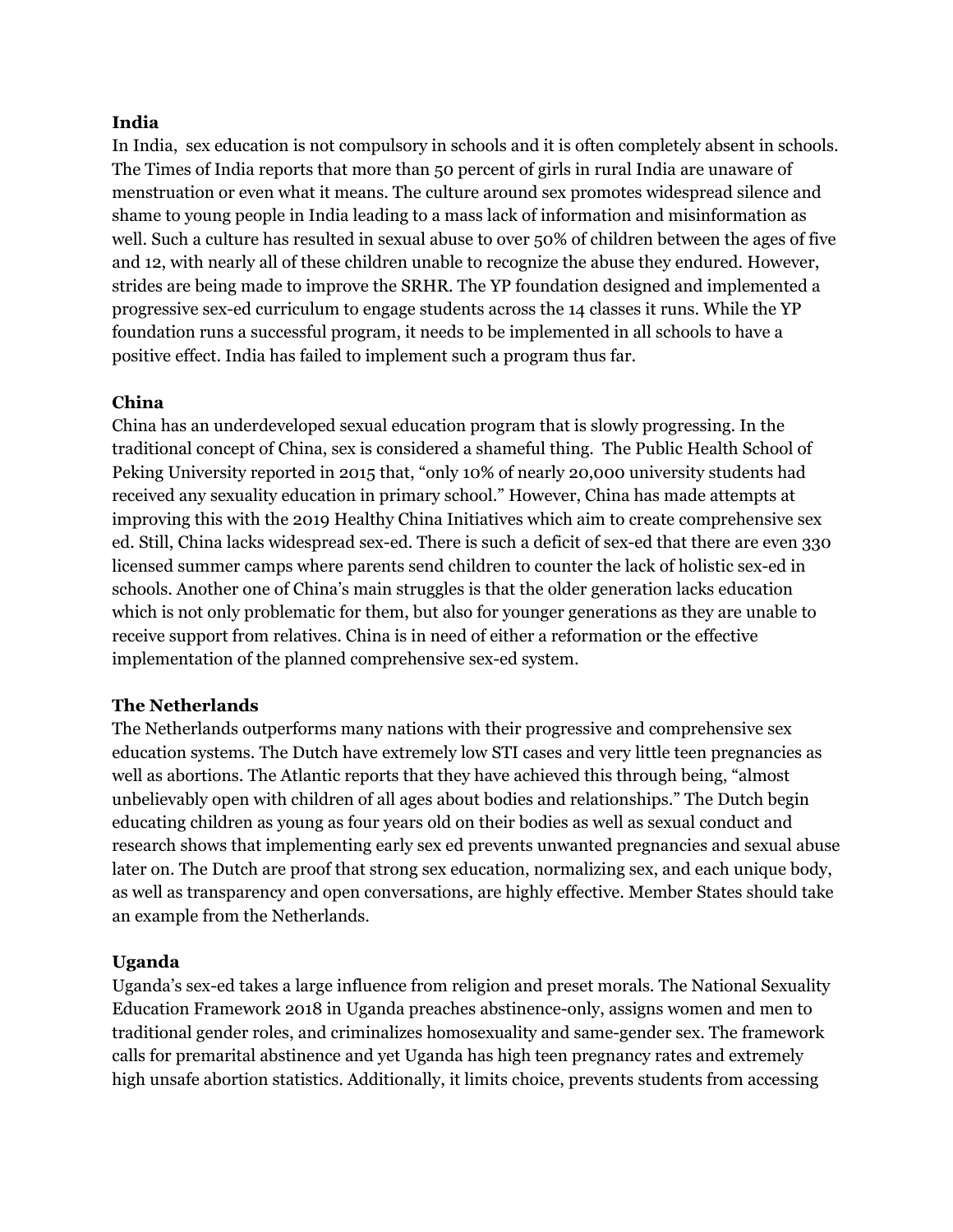**India**

In India,  sex education is not compulsory in schools and it is often completely absent in schools. The Times of India reports that more than 50 percent of girls in rural India are unaware of menstruation or even what it means. The culture around sex promotes widespread silence and shame to young people in India leading to a mass lack of information and misinformation as well. Such a culture has resulted in sexual abuse to over 50% of children between the ages of five and 12, with nearly all of these children unable to recognize the abuse they endured. However, strides are being made to improve the SRHR. The YP foundation designed and implemented a progressive sex-ed curriculum to engage students across the 14 classes it runs. While the YP foundation runs a successful program, it needs to be implemented in all schools to have a positive effect. India has failed to implement such a program thus far.

**China**

China has an underdeveloped sexual education program that is slowly progressing. In the traditional concept of China, sex is considered a shameful thing.  The Public Health School of Peking University reported in 2015 that, "only 10% of nearly 20,000 university students had received any sexuality education in primary school." However, China has made attempts at improving this with the 2019 Healthy China Initiatives which aim to create comprehensive sex ed. Still, China lacks widespread sex-ed. There is such a deficit of sex-ed that there are even 330 licensed summer camps where parents send children to counter the lack of holistic sex-ed in schools. Another one of China's main struggles is that the older generation lacks education which is not only problematic for them, but also for younger generations as they are unable to receive support from relatives. China is in need of either a reformation or the effective implementation of the planned comprehensive sex-ed system.

**The Netherlands**

The Netherlands outperforms many nations with their progressive and comprehensive sex education systems. The Dutch have extremely low STI cases and very little teen pregnancies as well as abortions. The Atlantic reports that they have achieved this through being, "almost unbelievably open with children of all ages about bodies and relationships." The Dutch begin educating children as young as four years old on their bodies as well as sexual conduct and research shows that implementing early sex ed prevents unwanted pregnancies and sexual abuse later on. The Dutch are proof that strong sex education, normalizing sex, and each unique body, as well as transparency and open conversations, are highly effective. Member States should take an example from the Netherlands.

**Uganda**

Uganda's sex-ed takes a large influence from religion and preset morals. The National Sexuality Education Framework 2018 in Uganda preaches abstinence-only, assigns women and men to traditional gender roles, and criminalizes homosexuality and same-gender sex. The framework calls for premarital abstinence and yet Uganda has high teen pregnancy rates and extremely high unsafe abortion statistics. Additionally, it limits choice, prevents students from accessing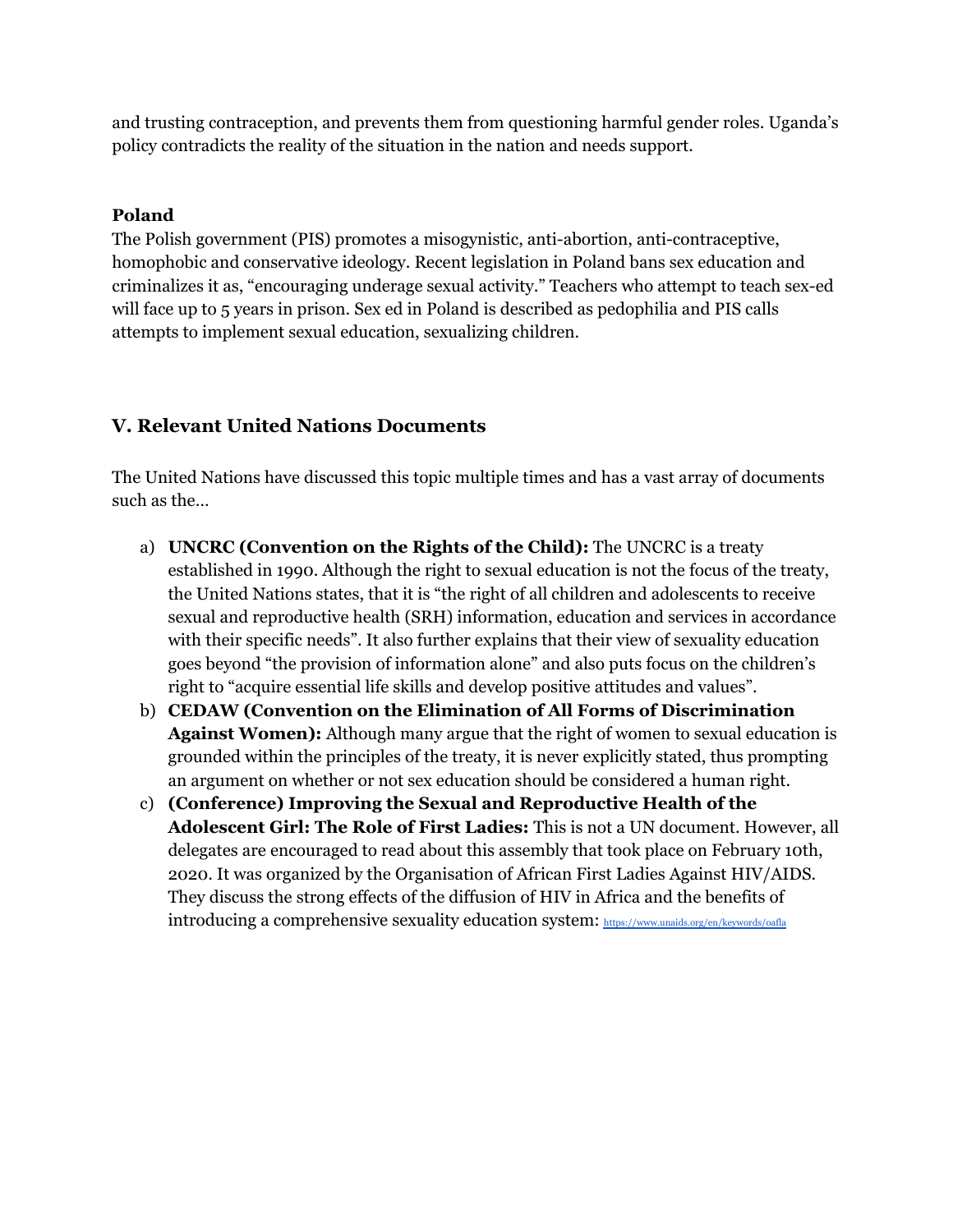and trusting contraception, and prevents them from questioning harmful gender roles. Uganda's policy contradicts the reality of the situation in the nation and needs support.

### Poland

The Polish government (PIS) promotes a misogynistic, anti-abortion, anti-contraceptive, homophobic and conservative ideology. Recent legislation in Poland bans sex education and criminalizes it as, "encouraging underage sexual activity." Teachers who attempt to teach sex-ed will face up to 5 years in prison. Sex ed in Poland is described as pedophilia and PIS calls attempts to implement sexual education, sexualizing children.

## V. Relevant United Nations Documents

The United Nations have discussed this topic multiple times and has a vast array of documents such as the...

a) **UNCRC (Convention on the Rights of the Child):** The UNCRC is a treaty established in 1990. Although the right to sexual education is not the focus of the treaty, the United Nations states, that it is "the right of all children and adolescents to receive sexual and reproductive health (SRH) information, education and services in accordance with their specific needs". It also further explains that their view of sexuality education goes beyond "the provision of information alone" and also puts focus on the children's right to "acquire essential life skills and develop positive attitudes and values".

b) **CEDAW (Convention on the Elimination of All Forms of Discrimination Against Women):** Although many argue that the right of women to sexual education is grounded within the principles of the treaty, it is never explicitly stated, thus prompting an argument on whether or not sex education should be considered a human right.

c) **(Conference) Improving the Sexual and Reproductive Health of the Adolescent Girl: The Role of First Ladies:** This is not a UN document. However, all delegates are encouraged to read about this assembly that took place on February 10th, 2020. It was organized by the Organisation of African First Ladies Against HIV/AIDS. They discuss the strong effects of the diffusion of HIV in Africa and the benefits of introducing a comprehensive sexuality education system: https://www.unaids.org/en/keywords/oafla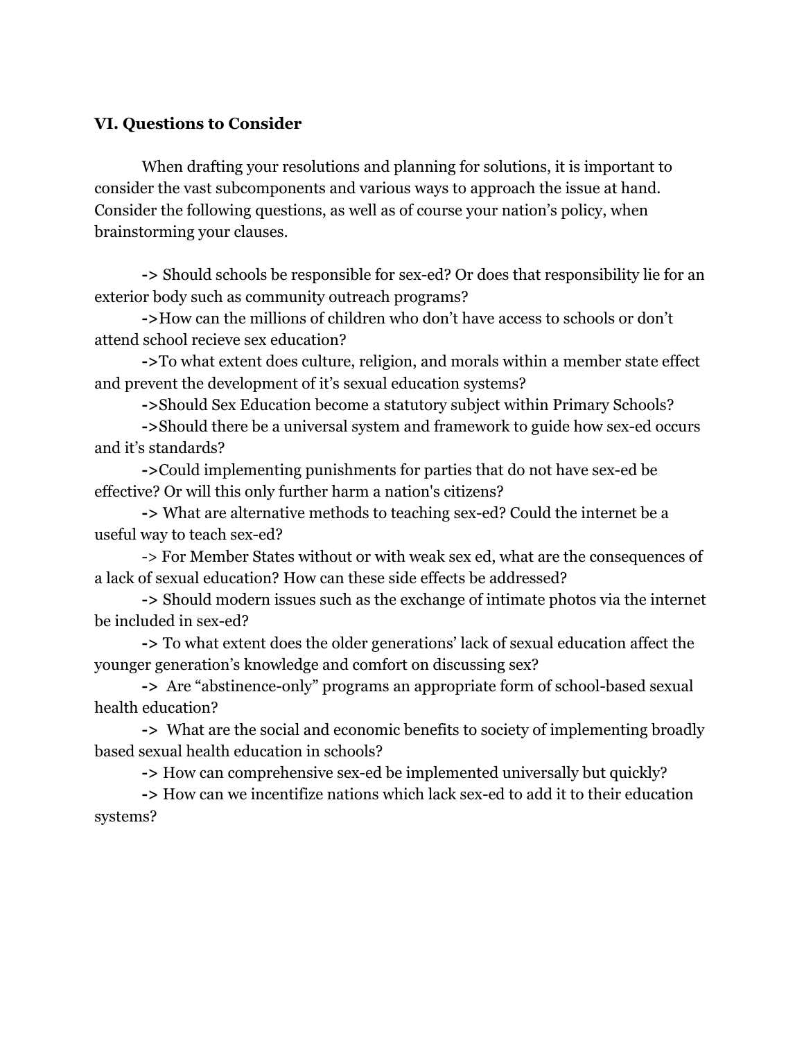### VI. Questions to Consider

When drafting your resolutions and planning for solutions, it is important to consider the vast subcomponents and various ways to approach the issue at hand. Consider the following questions, as well as of course your nation's policy, when brainstorming your clauses.

**->** Should schools be responsible for sex-ed? Or does that responsibility lie for an exterior body such as community outreach programs?

**->**How can the millions of children who don't have access to schools or don't attend school recieve sex education?

**->**To what extent does culture, religion, and morals within a member state effect and prevent the development of it's sexual education systems?

**->**Should Sex Education become a statutory subject within Primary Schools?

**->**Should there be a universal system and framework to guide how sex-ed occurs and it's standards?

**->**Could implementing punishments for parties that do not have sex-ed be effective? Or will this only further harm a nation's citizens?

**->** What are alternative methods to teaching sex-ed? Could the internet be a useful way to teach sex-ed?

-> For Member States without or with weak sex ed, what are the consequences of a lack of sexual education? How can these side effects be addressed?

**->** Should modern issues such as the exchange of intimate photos via the internet be included in sex-ed?

**->** To what extent does the older generations' lack of sexual education affect the younger generation's knowledge and comfort on discussing sex?

**->** Are "abstinence-only" programs an appropriate form of school-based sexual health education?

**->** What are the social and economic benefits to society of implementing broadly based sexual health education in schools?

**->** How can comprehensive sex-ed be implemented universally but quickly?

**->** How can we incentifize nations which lack sex-ed to add it to their education systems?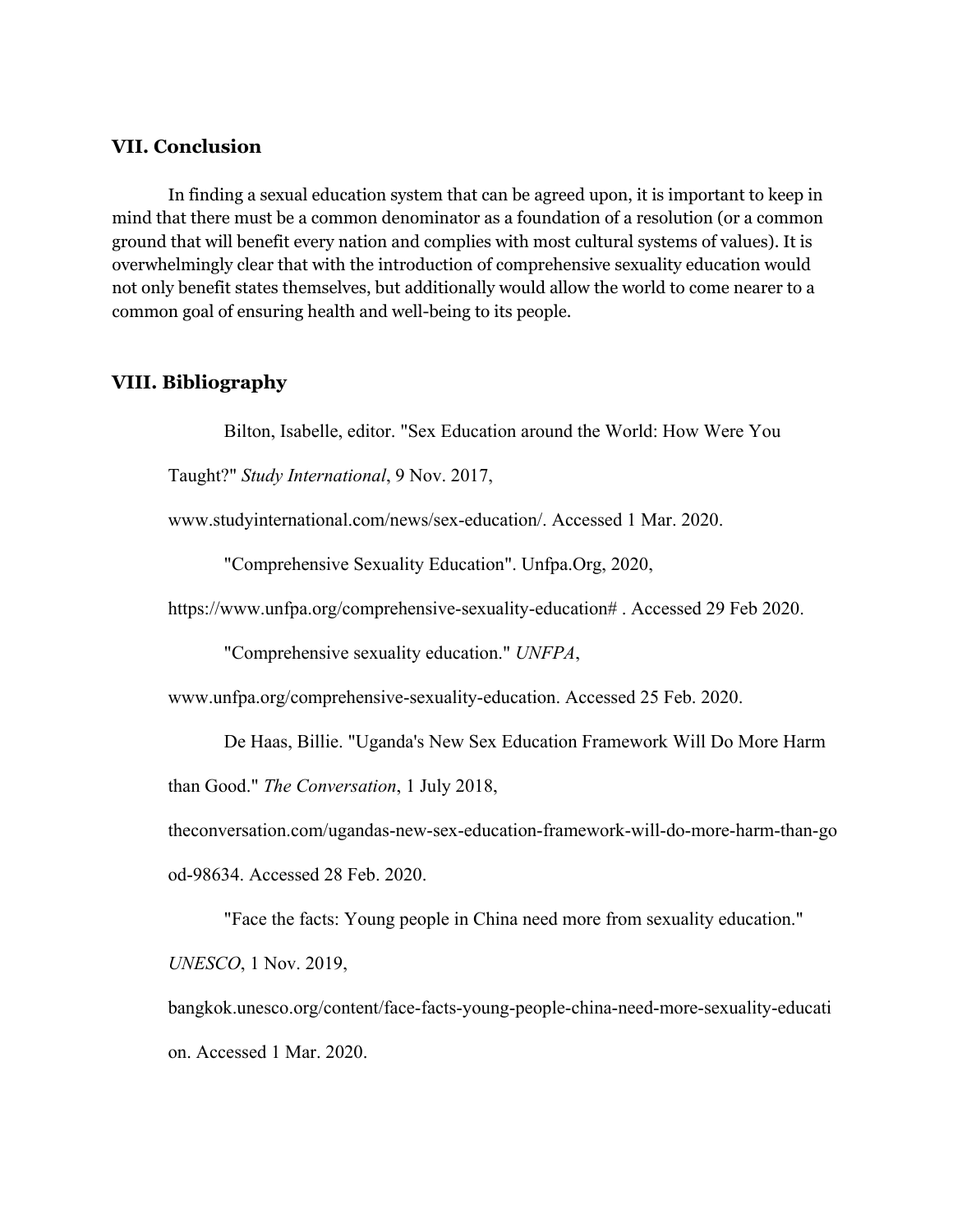## VII. Conclusion

In finding a sexual education system that can be agreed upon, it is important to keep in mind that there must be a common denominator as a foundation of a resolution (or a common ground that will benefit every nation and complies with most cultural systems of values). It is overwhelmingly clear that with the introduction of comprehensive sexuality education would not only benefit states themselves, but additionally would allow the world to come nearer to a common goal of ensuring health and well-being to its people.

## VIII. Bibliography

Bilton, Isabelle, editor. "Sex Education around the World: How Were You Taught?" *Study International*, 9 Nov. 2017, www.studyinternational.com/news/sex-education/. Accessed 1 Mar. 2020.

"Comprehensive Sexuality Education". Unfpa.Org, 2020, https://www.unfpa.org/comprehensive-sexuality-education# . Accessed 29 Feb 2020.

"Comprehensive sexuality education." *UNFPA*, www.unfpa.org/comprehensive-sexuality-education. Accessed 25 Feb. 2020.

De Haas, Billie. "Uganda's New Sex Education Framework Will Do More Harm than Good." *The Conversation*, 1 July 2018, theconversation.com/ugandas-new-sex-education-framework-will-do-more-harm-than-good-98634. Accessed 28 Feb. 2020.

"Face the facts: Young people in China need more from sexuality education." *UNESCO*, 1 Nov. 2019, bangkok.unesco.org/content/face-facts-young-people-china-need-more-sexuality-education. Accessed 1 Mar. 2020.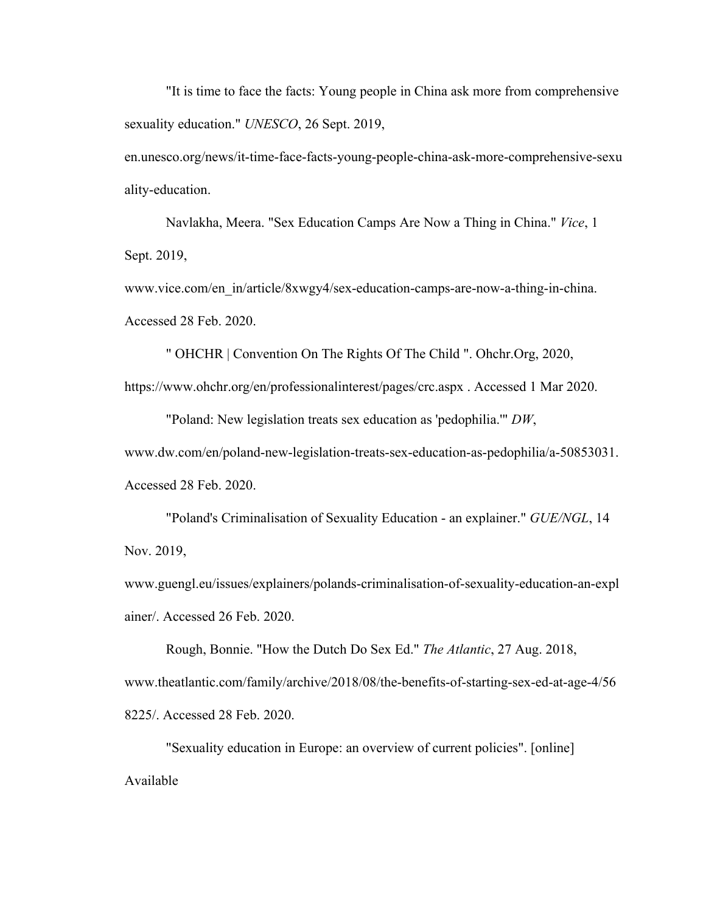"It is time to face the facts: Young people in China ask more from comprehensive sexuality education." *UNESCO*, 26 Sept. 2019, en.unesco.org/news/it-time-face-facts-young-people-china-ask-more-comprehensive-sexuality-education.

Navlakha, Meera. "Sex Education Camps Are Now a Thing in China." *Vice*, 1 Sept. 2019, www.vice.com/en_in/article/8xwgy4/sex-education-camps-are-now-a-thing-in-china. Accessed 28 Feb. 2020.

" OHCHR | Convention On The Rights Of The Child ". Ohchr.Org, 2020, https://www.ohchr.org/en/professionalinterest/pages/crc.aspx . Accessed 1 Mar 2020.

"Poland: New legislation treats sex education as 'pedophilia.'" *DW*, www.dw.com/en/poland-new-legislation-treats-sex-education-as-pedophilia/a-50853031. Accessed 28 Feb. 2020.

"Poland's Criminalisation of Sexuality Education - an explainer." *GUE/NGL*, 14 Nov. 2019, www.guengl.eu/issues/explainers/polands-criminalisation-of-sexuality-education-an-explainer/. Accessed 26 Feb. 2020.

Rough, Bonnie. "How the Dutch Do Sex Ed." *The Atlantic*, 27 Aug. 2018, www.theatlantic.com/family/archive/2018/08/the-benefits-of-starting-sex-ed-at-age-4/568225/. Accessed 28 Feb. 2020.

"Sexuality education in Europe: an overview of current policies". [online] Available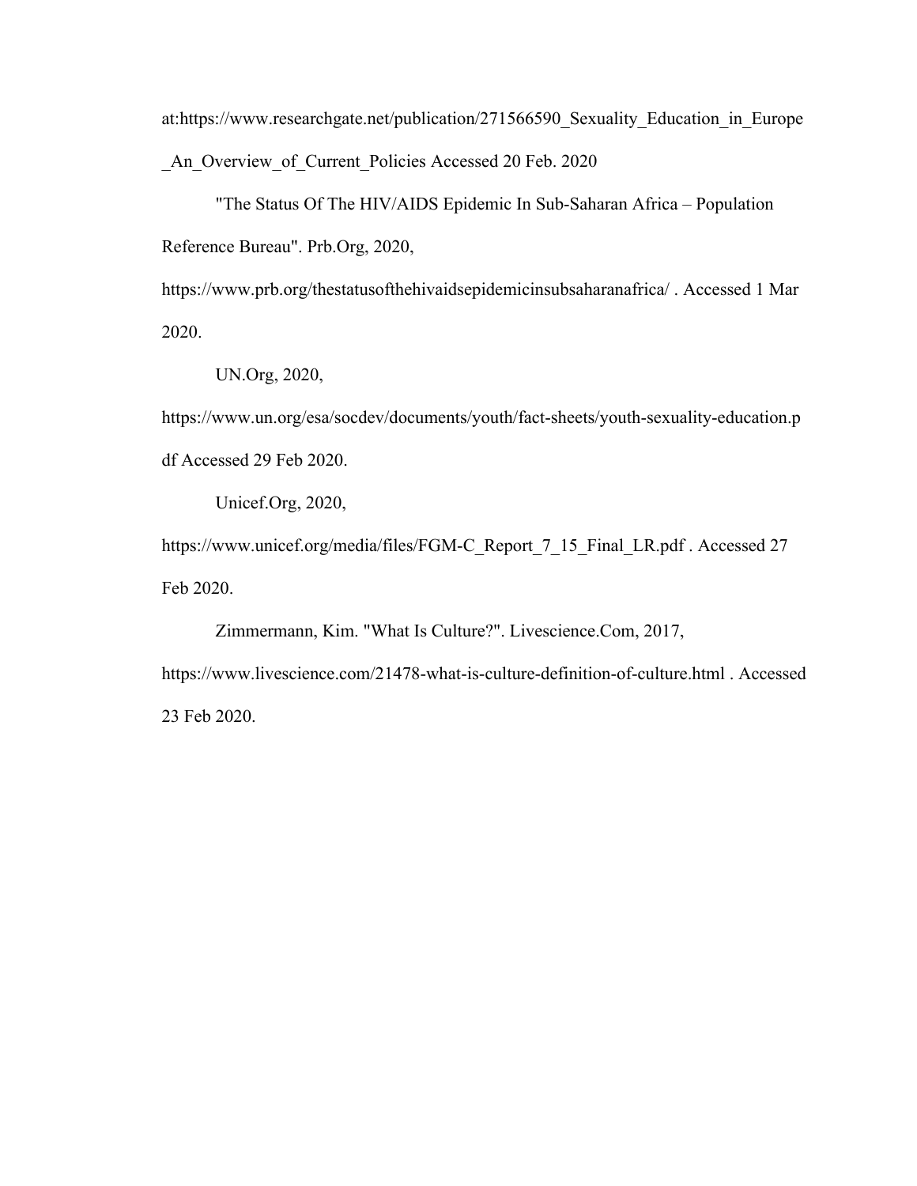at:https://www.researchgate.net/publication/271566590_Sexuality_Education_in_Europe_An_Overview_of_Current_Policies Accessed 20 Feb. 2020

"The Status Of The HIV/AIDS Epidemic In Sub-Saharan Africa – Population Reference Bureau". Prb.Org, 2020, https://www.prb.org/thestatusofthehivaidsepidemicinsubsaharanafrica/ . Accessed 1 Mar 2020.

UN.Org, 2020, https://www.un.org/esa/socdev/documents/youth/fact-sheets/youth-sexuality-education.pdf Accessed 29 Feb 2020.

Unicef.Org, 2020, https://www.unicef.org/media/files/FGM-C_Report_7_15_Final_LR.pdf . Accessed 27 Feb 2020.

Zimmermann, Kim. "What Is Culture?". Livescience.Com, 2017, https://www.livescience.com/21478-what-is-culture-definition-of-culture.html . Accessed 23 Feb 2020.